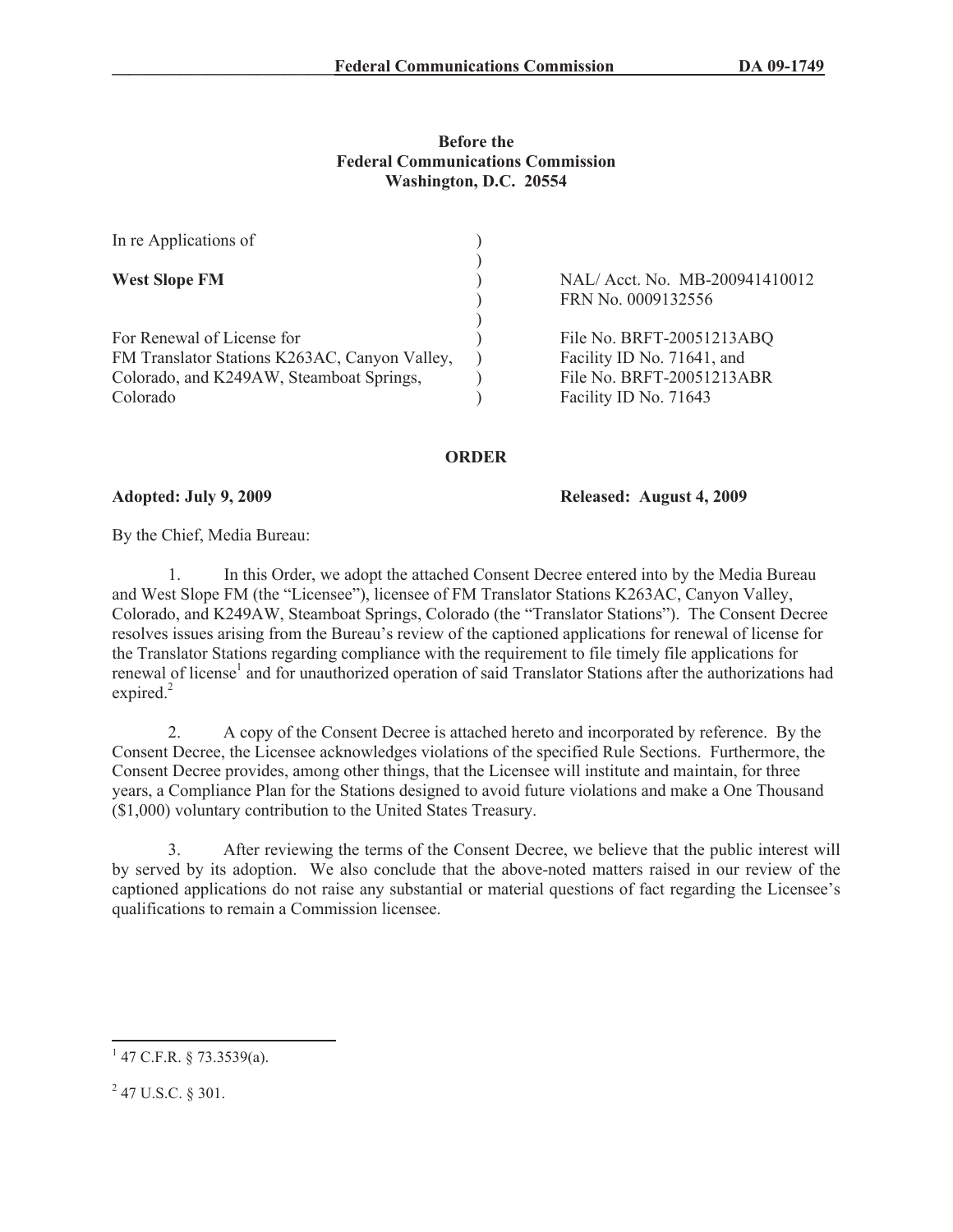**Before the**
**Federal Communications Commission**
**Washington, D.C. 20554**

| | | |
|---|---|---|
| In re Applications of | ) | |
| | ) | |
| **West Slope FM** | ) | NAL/ Acct. No. MB-200941410012 |
| | ) | FRN No. 0009132556 |
| | ) | |
| For Renewal of License for | ) | File No. BRFT-20051213ABQ |
| FM Translator Stations K263AC, Canyon Valley, | ) | Facility ID No. 71641, and |
| Colorado, and K249AW, Steamboat Springs, | ) | File No. BRFT-20051213ABR |
| Colorado | ) | Facility ID No. 71643 |

## ORDER

**Adopted: July 9, 2009** **Released: August 4, 2009**

By the Chief, Media Bureau:

1. In this Order, we adopt the attached Consent Decree entered into by the Media Bureau and West Slope FM (the "Licensee"), licensee of FM Translator Stations K263AC, Canyon Valley, Colorado, and K249AW, Steamboat Springs, Colorado (the "Translator Stations"). The Consent Decree resolves issues arising from the Bureau's review of the captioned applications for renewal of license for the Translator Stations regarding compliance with the requirement to file timely file applications for renewal of license[1] and for unauthorized operation of said Translator Stations after the authorizations had expired.[2]

2. A copy of the Consent Decree is attached hereto and incorporated by reference. By the Consent Decree, the Licensee acknowledges violations of the specified Rule Sections. Furthermore, the Consent Decree provides, among other things, that the Licensee will institute and maintain, for three years, a Compliance Plan for the Stations designed to avoid future violations and make a One Thousand ($1,000) voluntary contribution to the United States Treasury.

3. After reviewing the terms of the Consent Decree, we believe that the public interest will by served by its adoption. We also conclude that the above-noted matters raised in our review of the captioned applications do not raise any substantial or material questions of fact regarding the Licensee's qualifications to remain a Commission licensee.

---

[1] 47 C.F.R. § 73.3539(a).

[2] 47 U.S.C. § 301.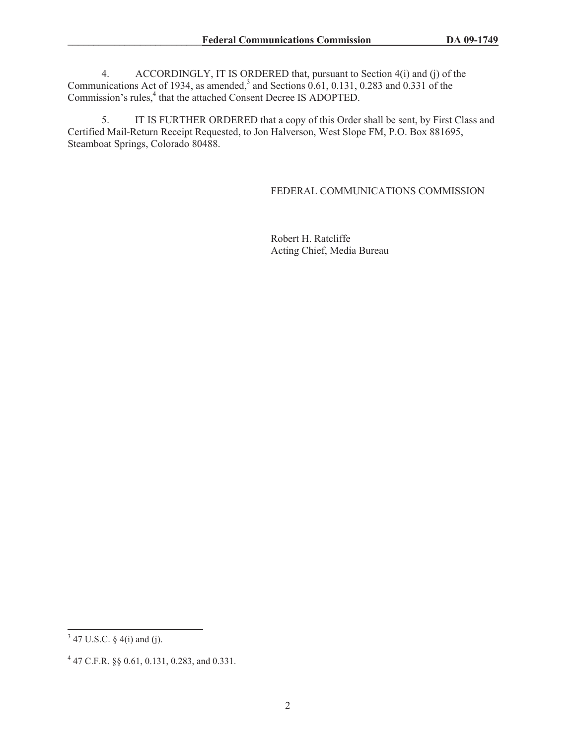4. ACCORDINGLY, IT IS ORDERED that, pursuant to Section 4(i) and (j) of the Communications Act of 1934, as amended,[3] and Sections 0.61, 0.131, 0.283 and 0.331 of the Commission's rules,[4] that the attached Consent Decree IS ADOPTED.

5. IT IS FURTHER ORDERED that a copy of this Order shall be sent, by First Class and Certified Mail-Return Receipt Requested, to Jon Halverson, West Slope FM, P.O. Box 881695, Steamboat Springs, Colorado 80488.

FEDERAL COMMUNICATIONS COMMISSION

Robert H. Ratcliffe
Acting Chief, Media Bureau

---

[3] 47 U.S.C. § 4(i) and (j).

[4] 47 C.F.R. §§ 0.61, 0.131, 0.283, and 0.331.